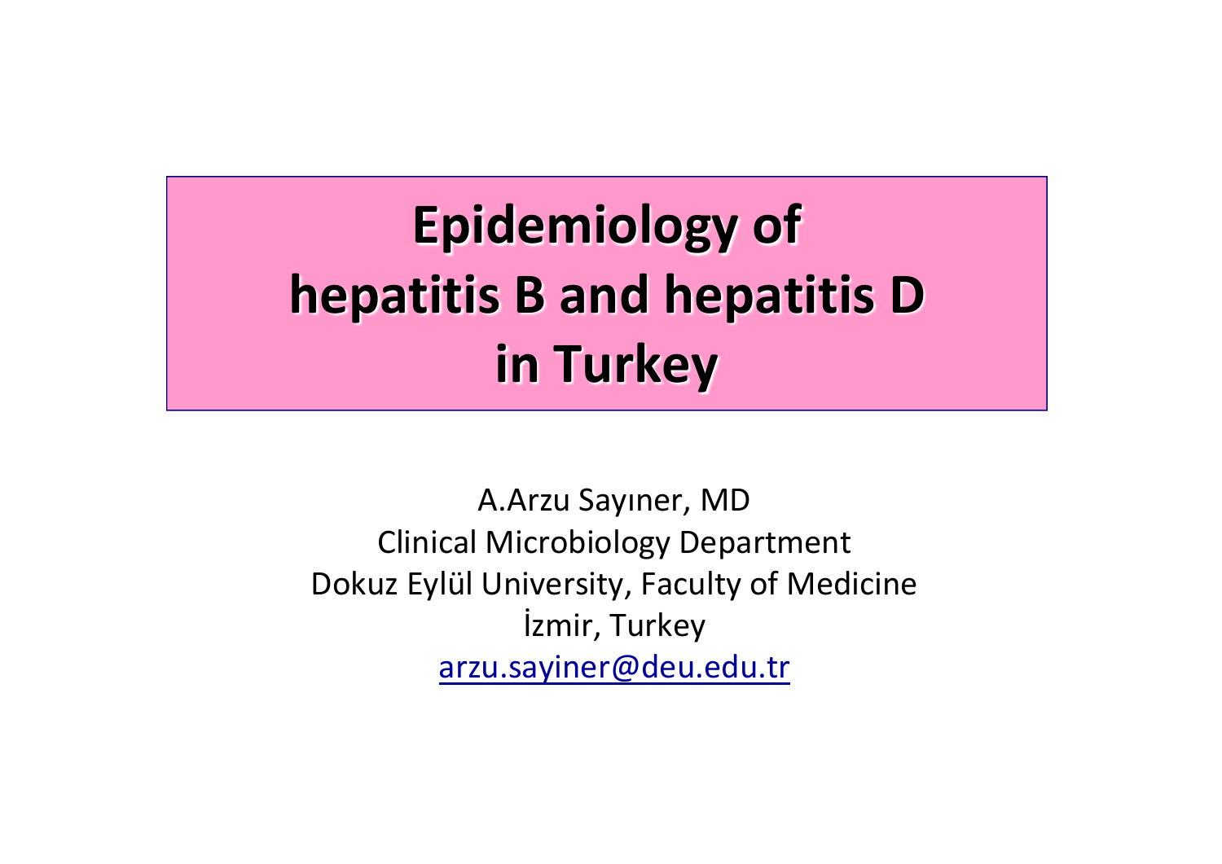# Epidemiology of hepatitis B and hepatitis D in Turkey

A.Arzu Sayıner, MD

Clinical Microbiology Department

Dokuz Eylül University, Faculty of Medicine

İzmir, Turkey

arzu.sayiner@deu.edu.tr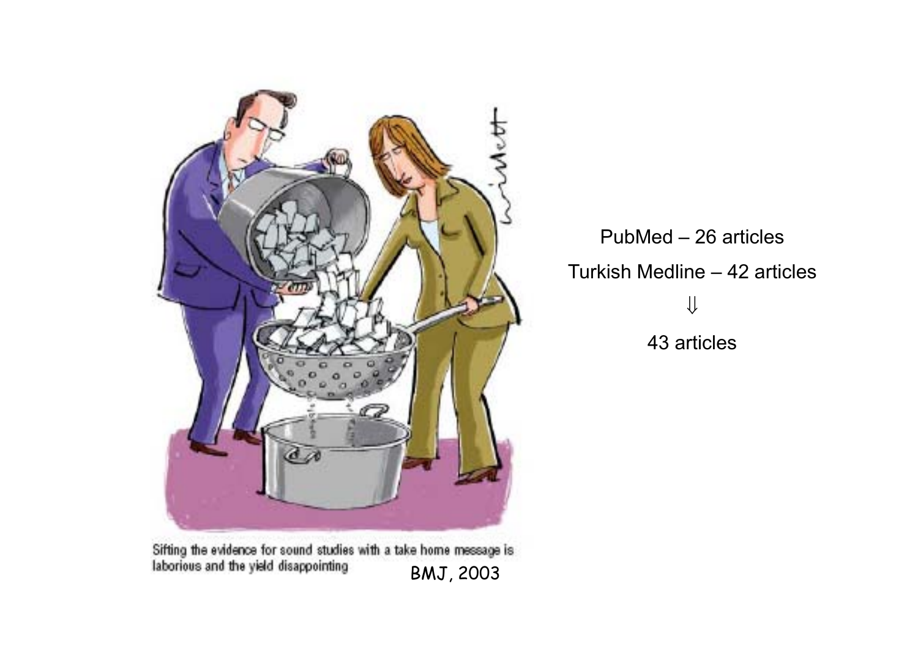Sifting the evidence for sound studies with a take home message is laborious and the yield disappointing

BMJ, 2003

PubMed – 26 articles

Turkish Medline – 42 articles

⇓

43 articles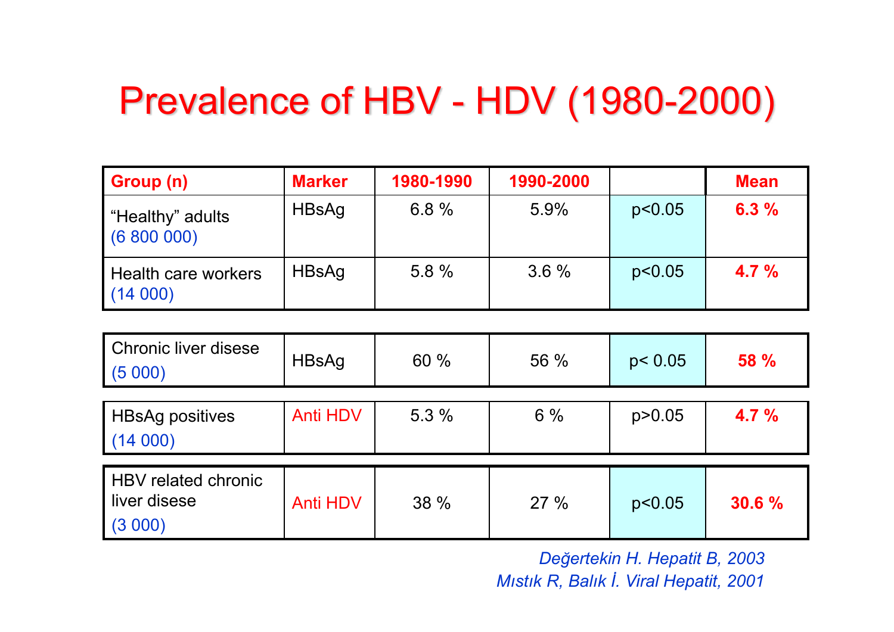# Prevalence of HBV - HDV (1980-2000)

| Group (n) | Marker | 1980-1990 | 1990-2000 | | Mean |
|---|---|---|---|---|---|
| "Healthy" adults (6 800 000) | HBsAg | 6.8 % | 5.9% | $p<0.05$ | **6.3 %** |
| Health care workers (14 000) | HBsAg | 5.8 % | 3.6 % | $p<0.05$ | **4.7 %** |
| Chronic liver disese (5 000) | HBsAg | 60 % | 56 % | $p< 0.05$ | **58 %** |
| HBsAg positives (14 000) | Anti HDV | 5.3 % | 6 % | $p>0.05$ | **4.7 %** |
| HBV related chronic liver disese (3 000) | Anti HDV | 38 % | 27 % | $p<0.05$ | **30.6 %** |

*Değertekin H. Hepatit B, 2003*
*Mıstık R, Balık İ. Viral Hepatit, 2001*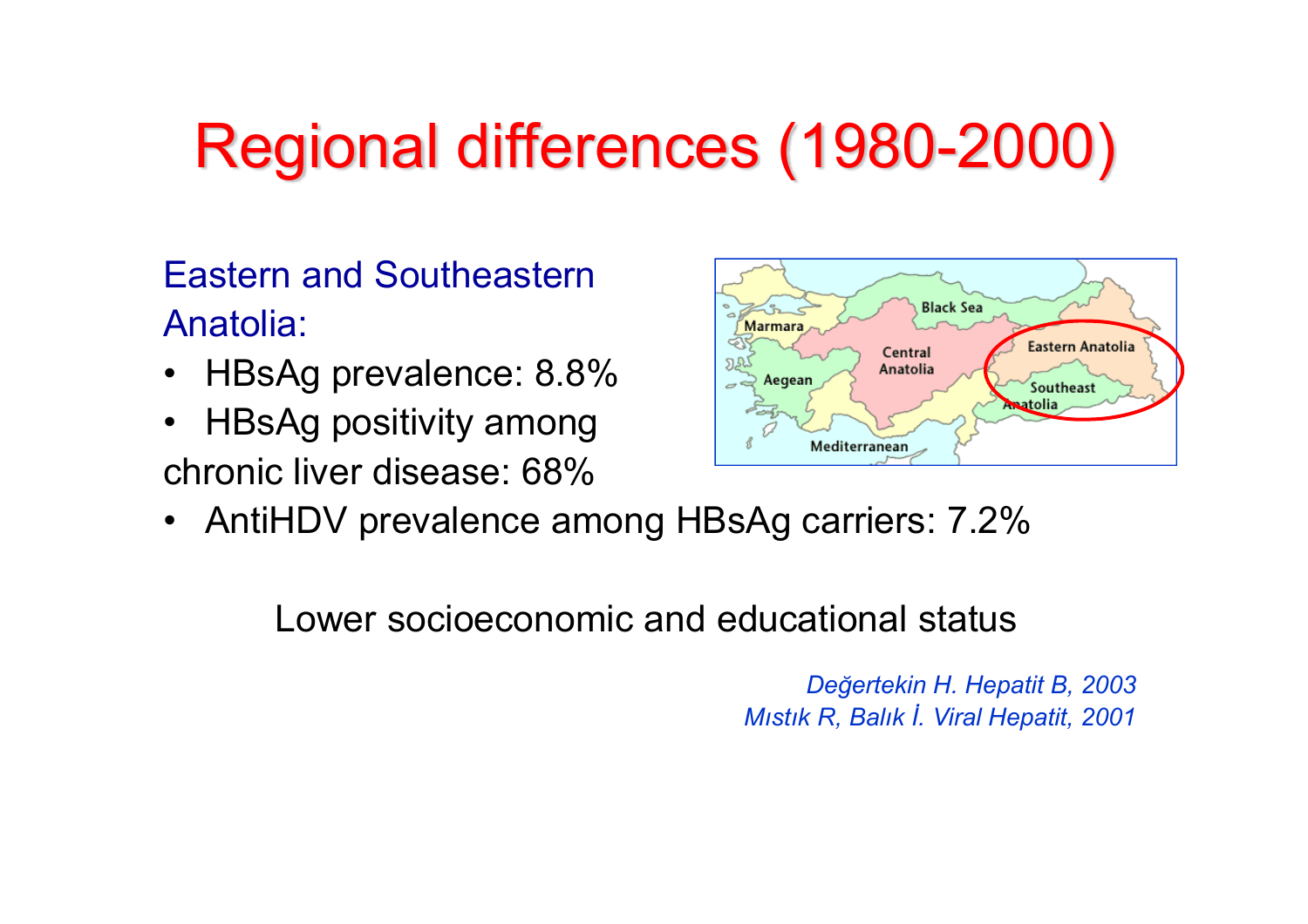# Regional differences (1980-2000)

Eastern and Southeastern Anatolia:

- HBsAg prevalence: 8.8%
- HBsAg positivity among chronic liver disease: 68%
- AntiHDV prevalence among HBsAg carriers: 7.2%

Lower socioeconomic and educational status

*Değertekin H. Hepatit B, 2003*
*Mıstık R, Balık İ. Viral Hepatit, 2001*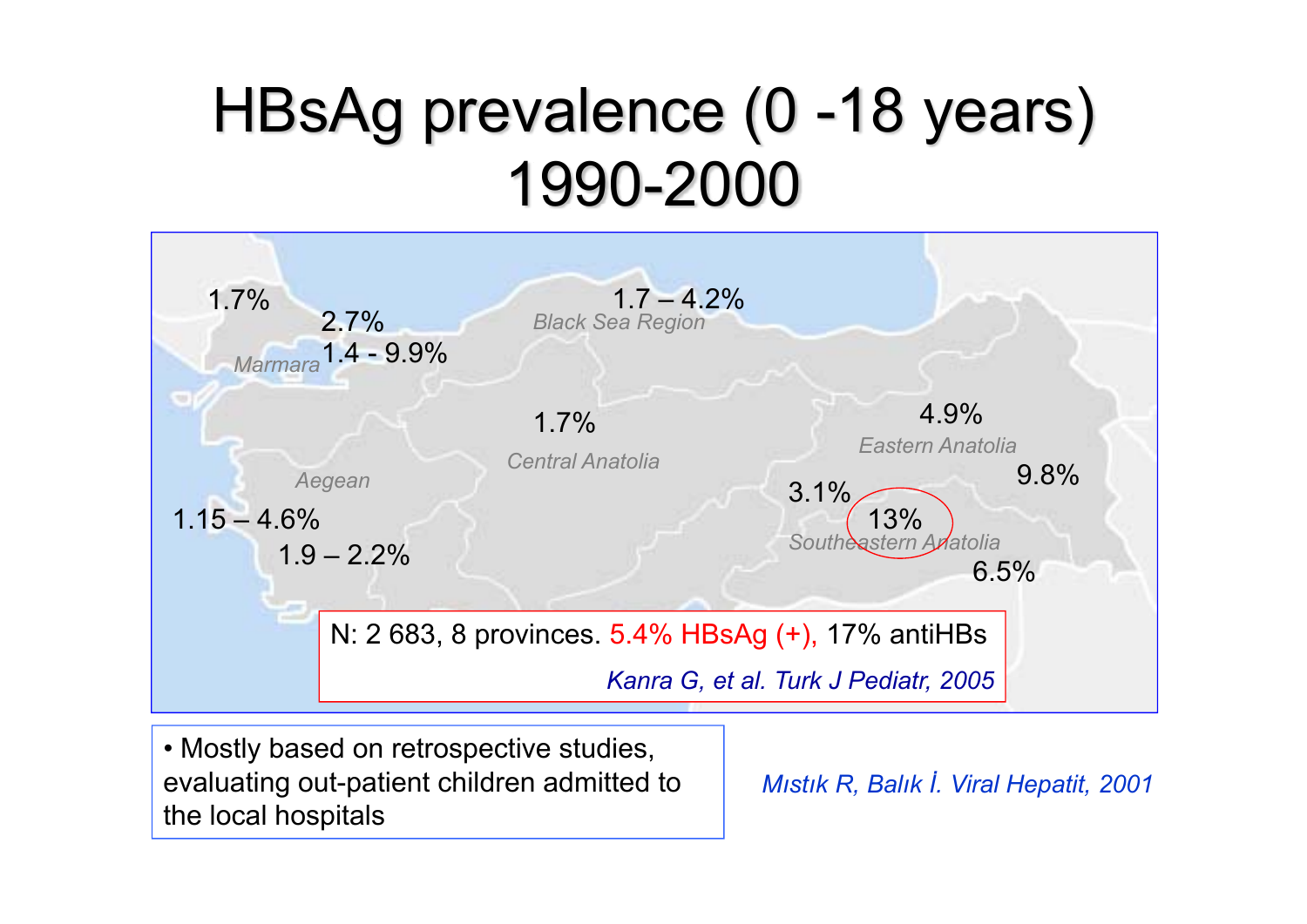# HBsAg prevalence (0 -18 years) 1990-2000

1.7%

2.7%

Marmara 1.4 - 9.9%

1.7 – 4.2%
Black Sea Region

1.7%
Central Anatolia

4.9%
Eastern Anatolia

9.8%

3.1%

13%
Southeastern Anatolia

6.5%

Aegean

1.15 – 4.6%

1.9 – 2.2%

N: 2 683, 8 provinces. 5.4% HBsAg (+), 17% antiHBs

*Kanra G, et al. Turk J Pediatr, 2005*

- Mostly based on retrospective studies, evaluating out-patient children admitted to the local hospitals

*Mıstık R, Balık İ. Viral Hepatit, 2001*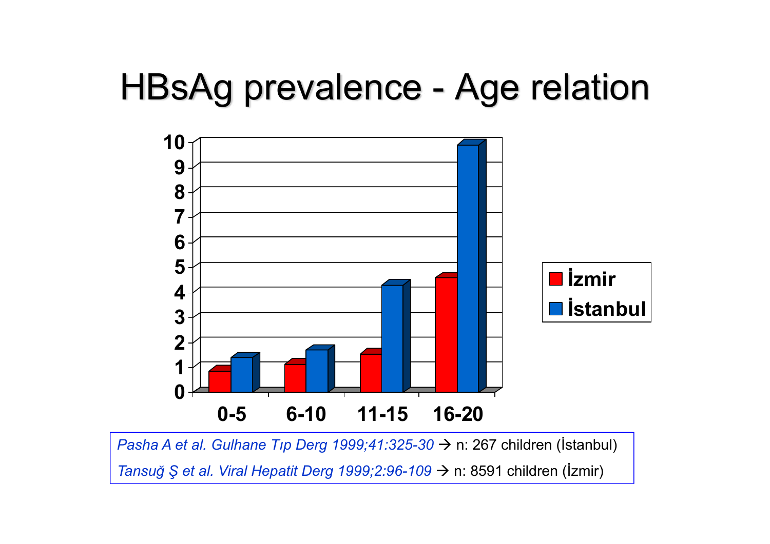# HBsAg prevalence - Age relation

| Age | İzmir | İstanbul |
|---|---|---|
| 0-5 | 0.8 | 1.4 |
| 6-10 | 1.1 | 1.7 |
| 11-15 | 1.5 | 4.3 |
| 16-20 | 4.6 | 9.9 |

*Pasha A et al. Gulhane Tıp Derg 1999;41:325-30* → n: 267 children (İstanbul)

*Tansuğ Ş et al. Viral Hepatit Derg 1999;2:96-109* → n: 8591 children (İzmir)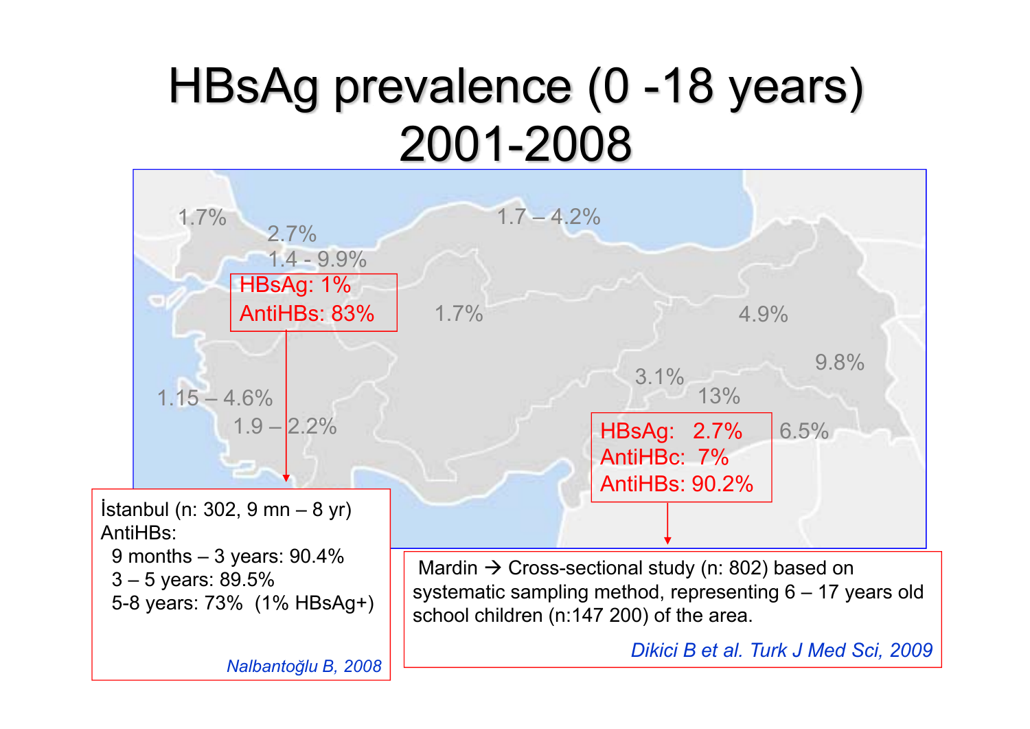# HBsAg prevalence (0 -18 years) 2001-2008

1.7%

2.7%

1.4 - 9.9%

HBsAg: 1%
AntiHBs: 83%

1.7 – 4.2%

1.7%

4.9%

9.8%

3.1%

13%

1.15 – 4.6%

1.9 – 2.2%

HBsAg: 2.7%
AntiHBc: 7%
AntiHBs: 90.2%

6.5%

İstanbul (n: 302, 9 mn – 8 yr)
AntiHBs:
- 9 months – 3 years: 90.4%
- 3 – 5 years: 89.5%
- 5-8 years: 73% (1% HBsAg+)

*Nalbantoğlu B, 2008*

Mardin → Cross-sectional study (n: 802) based on systematic sampling method, representing 6 – 17 years old school children (n:147 200) of the area.

*Dikici B et al. Turk J Med Sci, 2009*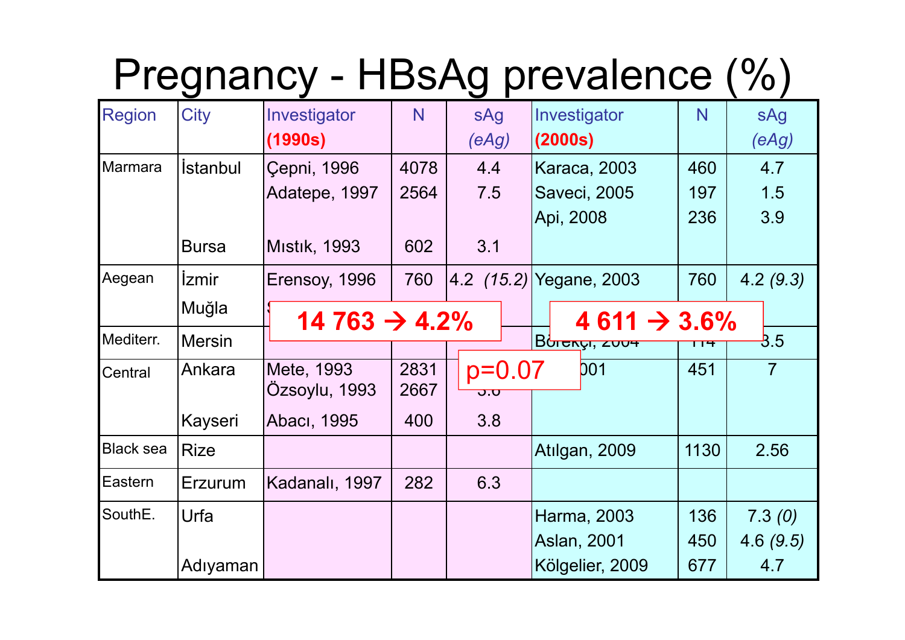# Pregnancy - HBsAg prevalence (%)

| Region | City | Investigator (1990s) | N | sAg (eAg) | Investigator (2000s) | N | sAg (eAg) |
|---|---|---|---|---|---|---|---|
| Marmara | İstanbul | Çepni, 1996 | 4078 | 4.4 | Karaca, 2003 | 460 | 4.7 |
| | | Adatepe, 1997 | 2564 | 7.5 | Saveci, 2005 | 197 | 1.5 |
| | | | | | Api, 2008 | 236 | 3.9 |
| | Bursa | Mıstık, 1993 | 602 | 3.1 | | | |
| Aegean | İzmir | Erensoy, 1996 | 760 | 4.2 *(15.2)* | Yegane, 2003 | 760 | 4.2 *(9.3)* |
| | Muğla | S... | | | | | |
| Mediterr. | Mersin | | | | Börekçi, 2004 | 114 | 3.5 |
| Central | Ankara | Mete, 1993 | 2831 | | ...001 | 451 | 7 |
| | | Özsoylu, 1993 | 2667 | 3.6 | | | |
| | Kayseri | Abacı, 1995 | 400 | 3.8 | | | |
| Black sea | Rize | | | | Atılgan, 2009 | 1130 | 2.56 |
| Eastern | Erzurum | Kadanalı, 1997 | 282 | 6.3 | | | |
| SouthE. | Urfa | | | | Harma, 2003 | 136 | 7.3 *(0)* |
| | | | | | Aslan, 2001 | 450 | 4.6 *(9.5)* |
| | Adıyaman | | | | Kölgelier, 2009 | 677 | 4.7 |

**14 763 → 4.2%**

**4 611 → 3.6%**

p=0.07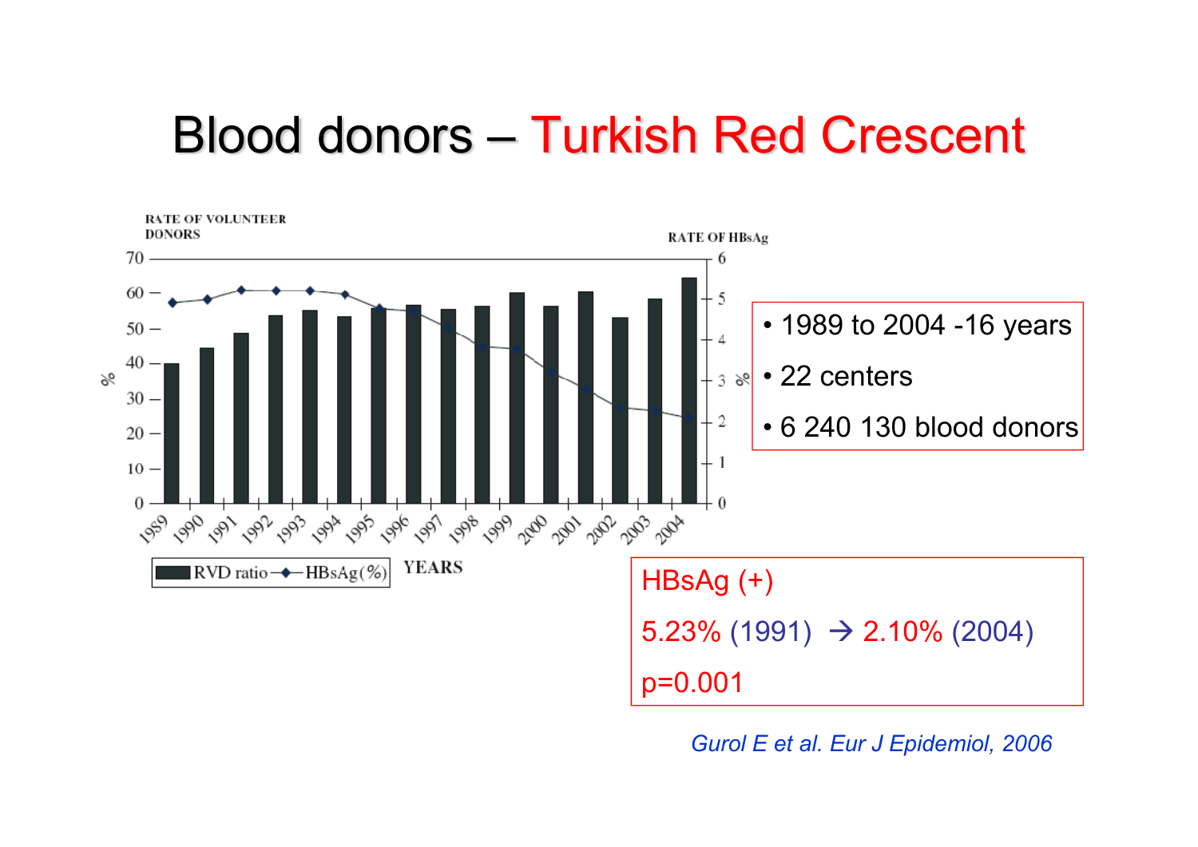# Blood donors – Turkish Red Crescent

- 1989 to 2004 -16 years
- 22 centers
- 6 240 130 blood donors

HBsAg (+)

5.23% (1991) → 2.10% (2004)

p=0.001

*Gurol E et al. Eur J Epidemiol, 2006*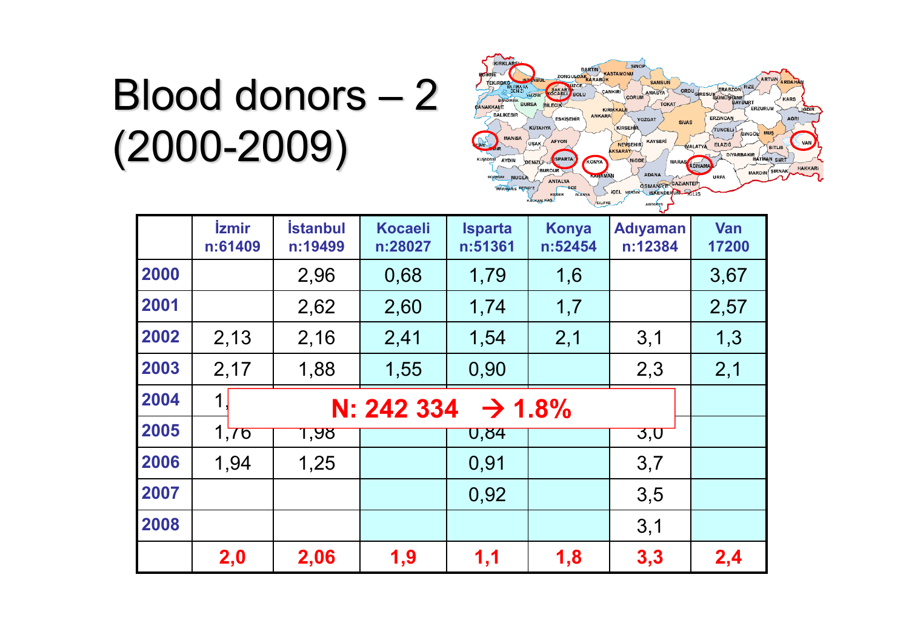# Blood donors – 2 (2000-2009)

| | İzmir n:61409 | İstanbul n:19499 | Kocaeli n:28027 | Isparta n:51361 | Konya n:52454 | Adıyaman n:12384 | Van 17200 |
|---|---|---|---|---|---|---|---|
| **2000** | | 2,96 | 0,68 | 1,79 | 1,6 | | 3,67 |
| **2001** | | 2,62 | 2,60 | 1,74 | 1,7 | | 2,57 |
| **2002** | 2,13 | 2,16 | 2,41 | 1,54 | 2,1 | 3,1 | 1,3 |
| **2003** | 2,17 | 1,88 | 1,55 | 0,90 | | 2,3 | 2,1 |
| **2004** | 1, | | | | | | |
| **2005** | 1,76 | 1,98 | | 0,84 | | 3,0 | |
| **2006** | 1,94 | 1,25 | | 0,91 | | 3,7 | |
| **2007** | | | | 0,92 | | 3,5 | |
| **2008** | | | | | | 3,1 | |
| | **2,0** | **2,06** | **1,9** | **1,1** | **1,8** | **3,3** | **2,4** |

**N: 242 334 → 1.8%**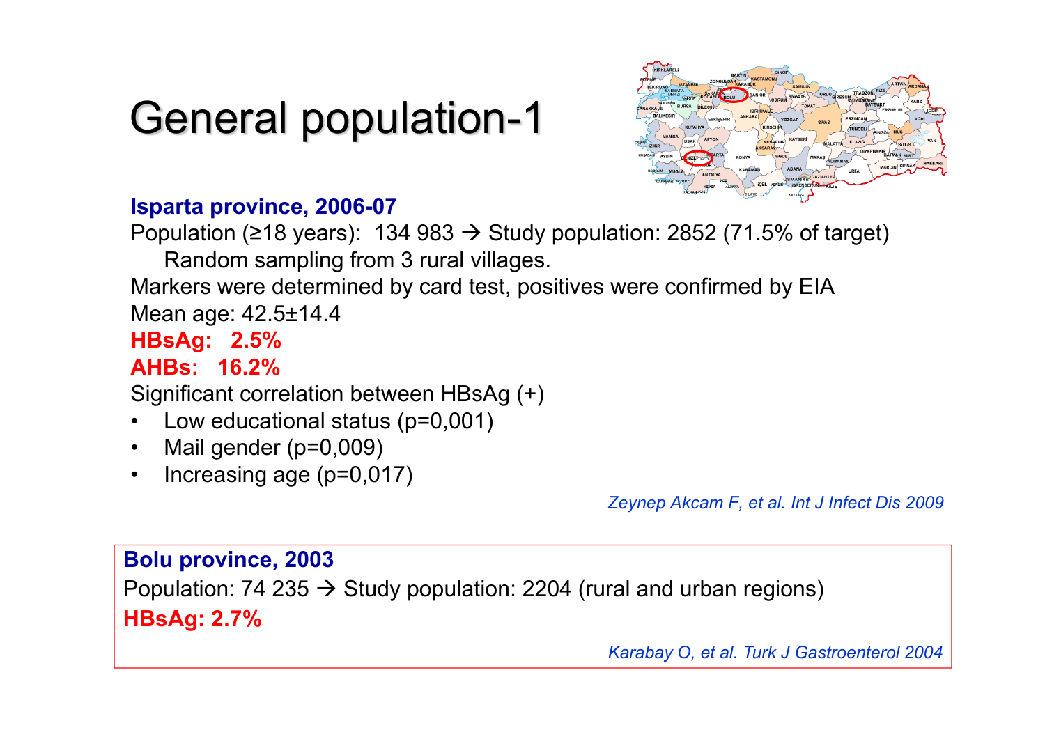# General population-1

**Isparta province, 2006-07**

Population (≥18 years): 134 983 → Study population: 2852 (71.5% of target)

Random sampling from 3 rural villages.

Markers were determined by card test, positives were confirmed by EIA

Mean age: 42.5±14.4

**HBsAg: 2.5%**

**AHBs: 16.2%**

Significant correlation between HBsAg (+)

- Low educational status (p=0,001)
- Mail gender (p=0,009)
- Increasing age (p=0,017)

*Zeynep Akcam F, et al. Int J Infect Dis 2009*

**Bolu province, 2003**

Population: 74 235 → Study population: 2204 (rural and urban regions)

**HBsAg: 2.7%**

*Karabay O, et al. Turk J Gastroenterol 2004*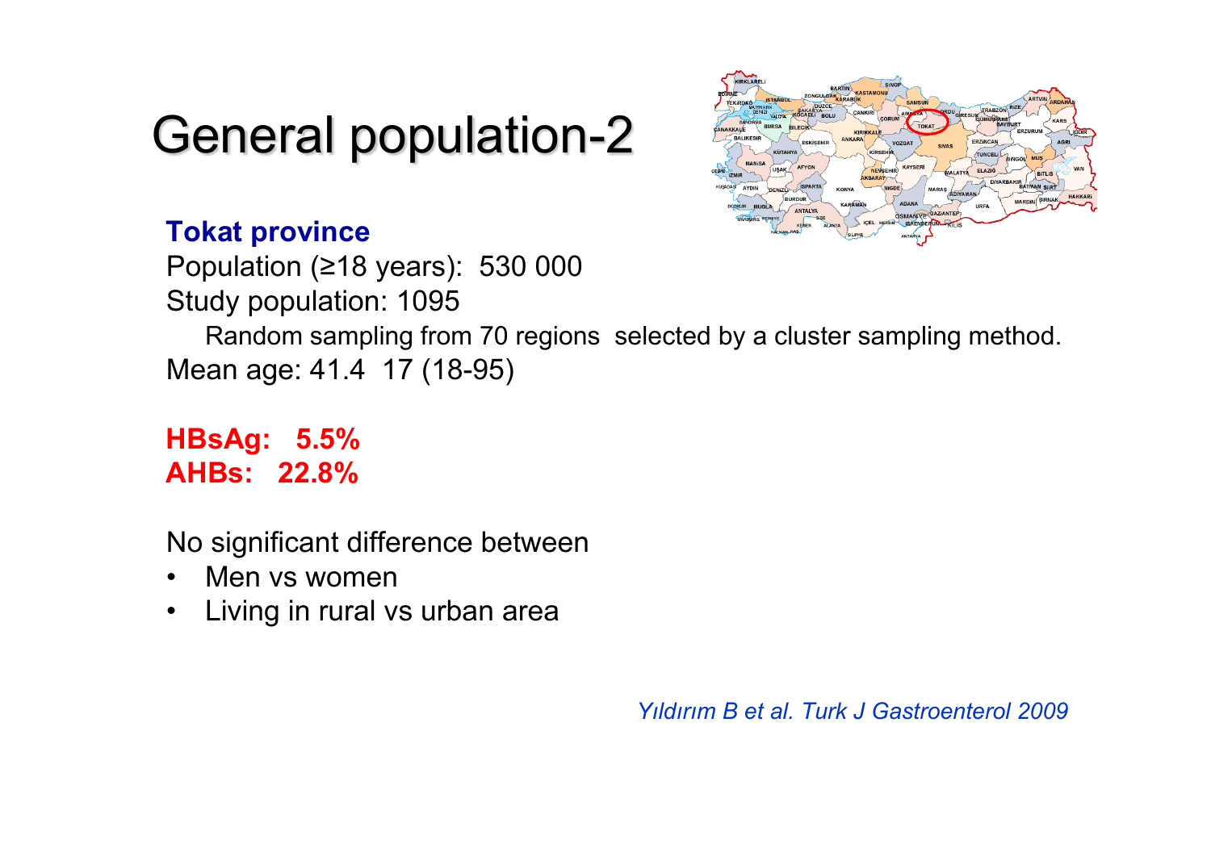# General population-2

**Tokat province**

Population (≥18 years): 530 000

Study population: 1095

Random sampling from 70 regions selected by a cluster sampling method.

Mean age: 41.4 17 (18-95)

**HBsAg: 5.5%**

**AHBs: 22.8%**

No significant difference between

- Men vs women
- Living in rural vs urban area

*Yıldırım B et al. Turk J Gastroenterol 2009*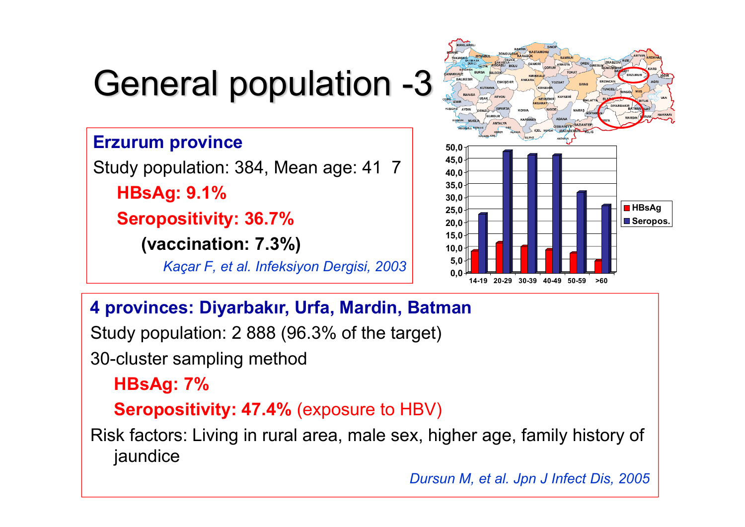# General population -3

**Erzurum province**

Study population: 384, Mean age: 41 7

- **HBsAg: 9.1%**
- **Seropositivity: 36.7%**
  - **(vaccination: 7.3%)**

*Kaçar F, et al. Infeksiyon Dergisi, 2003*

**4 provinces: Diyarbakır, Urfa, Mardin, Batman**

Study population: 2 888 (96.3% of the target)

30-cluster sampling method

- **HBsAg: 7%**
- **Seropositivity: 47.4%** (exposure to HBV)

Risk factors: Living in rural area, male sex, higher age, family history of jaundice

*Dursun M, et al. Jpn J Infect Dis, 2005*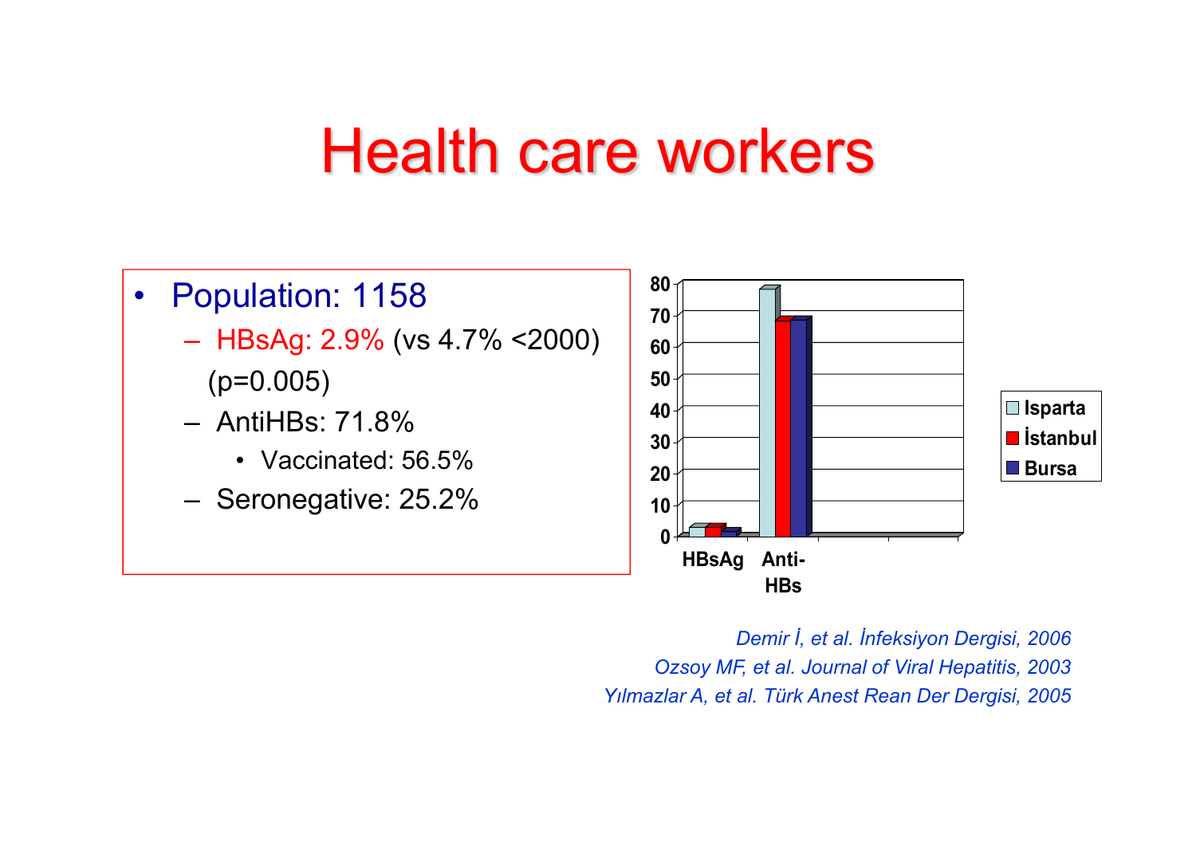# Health care workers

- Population: 1158
  - HBsAg: 2.9% (vs 4.7% <2000) (p=0.005)
  - AntiHBs: 71.8%
    - Vaccinated: 56.5%
  - Seronegative: 25.2%

*Demir İ, et al. İnfeksiyon Dergisi, 2006*
*Ozsoy MF, et al. Journal of Viral Hepatitis, 2003*
*Yılmazlar A, et al. Türk Anest Rean Der Dergisi, 2005*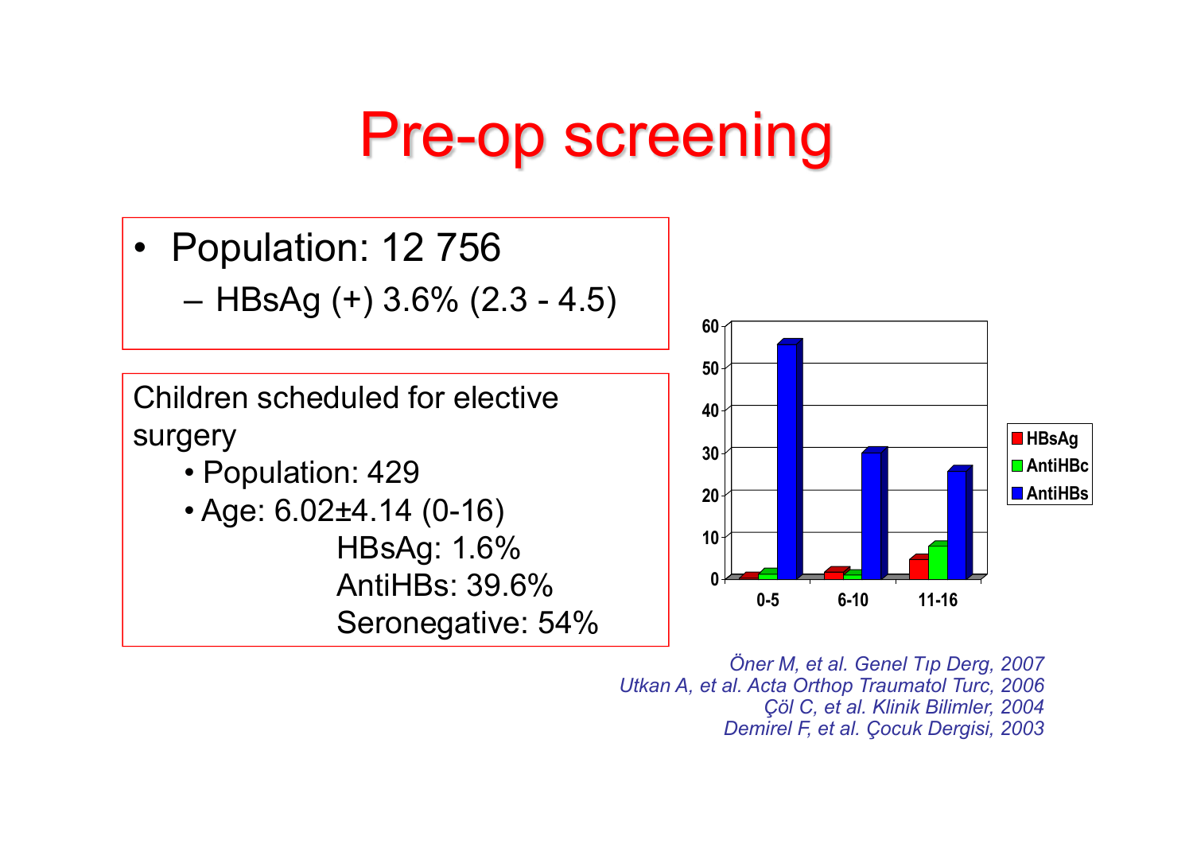# Pre-op screening

- Population: 12 756
  - HBsAg (+) 3.6% (2.3 - 4.5)

Children scheduled for elective surgery

- Population: 429
- Age: 6.02±4.14 (0-16)

  HBsAg: 1.6%

  AntiHBs: 39.6%

  Seronegative: 54%

*Öner M, et al. Genel Tıp Derg, 2007*

*Utkan A, et al. Acta Orthop Traumatol Turc, 2006*

*Çöl C, et al. Klinik Bilimler, 2004*

*Demirel F, et al. Çocuk Dergisi, 2003*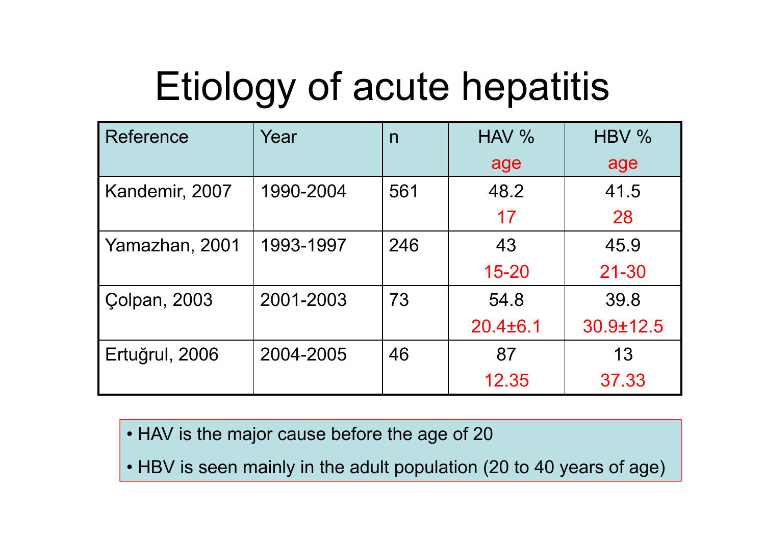# Etiology of acute hepatitis

| Reference | Year | n | HAV % age | HBV % age |
|---|---|---|---|---|
| Kandemir, 2007 | 1990-2004 | 561 | 48.2 17 | 41.5 28 |
| Yamazhan, 2001 | 1993-1997 | 246 | 43 15-20 | 45.9 21-30 |
| Çolpan, 2003 | 2001-2003 | 73 | 54.8 20.4±6.1 | 39.8 30.9±12.5 |
| Ertuğrul, 2006 | 2004-2005 | 46 | 87 12.35 | 13 37.33 |

- HAV is the major cause before the age of 20
- HBV is seen mainly in the adult population (20 to 40 years of age)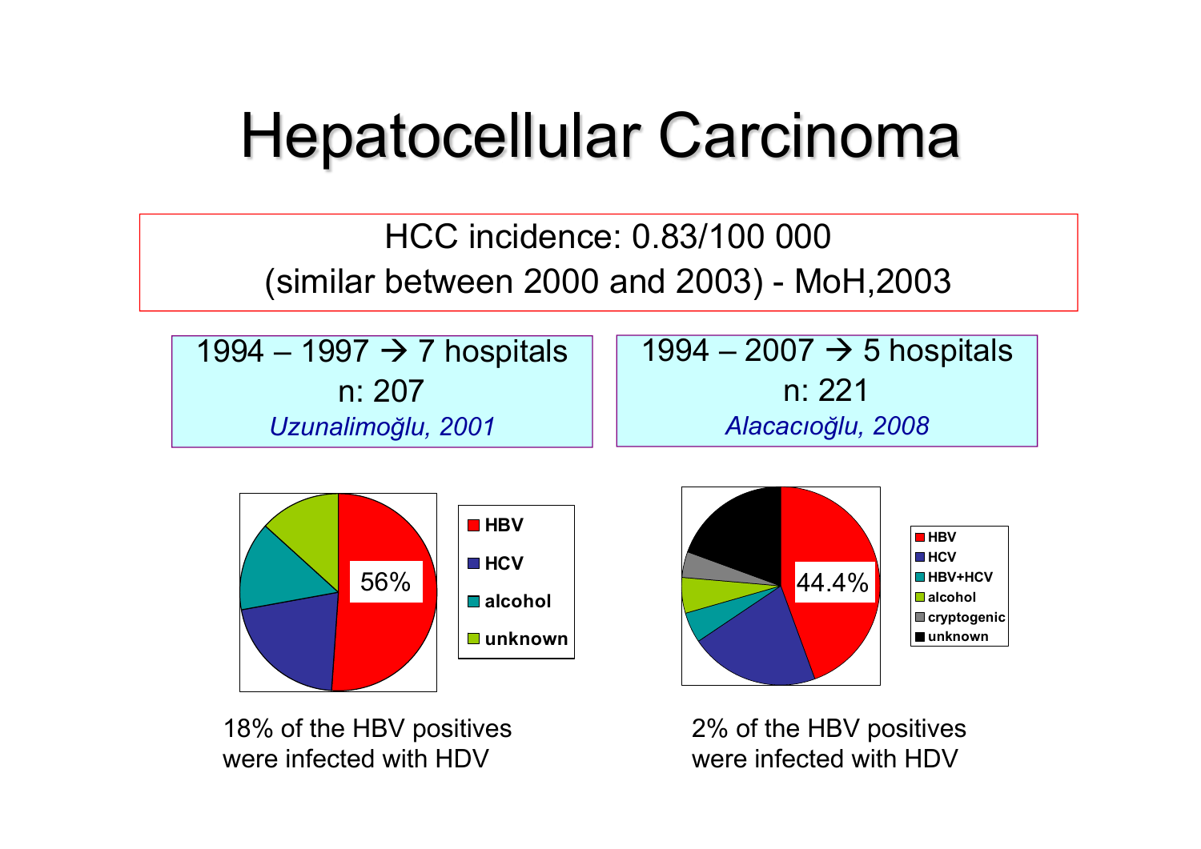# Hepatocellular Carcinoma

HCC incidence: 0.83/100 000
(similar between 2000 and 2003) - MoH,2003

1994 – 1997 → 7 hospitals
n: 207
*Uzunalimoğlu, 2001*

1994 – 2007 → 5 hospitals
n: 221
*Alacacıoğlu, 2008*

56%

- HBV
- HCV
- alcohol
- unknown

44.4%

- HBV
- HCV
- HBV+HCV
- alcohol
- cryptogenic
- unknown

18% of the HBV positives were infected with HDV

2% of the HBV positives were infected with HDV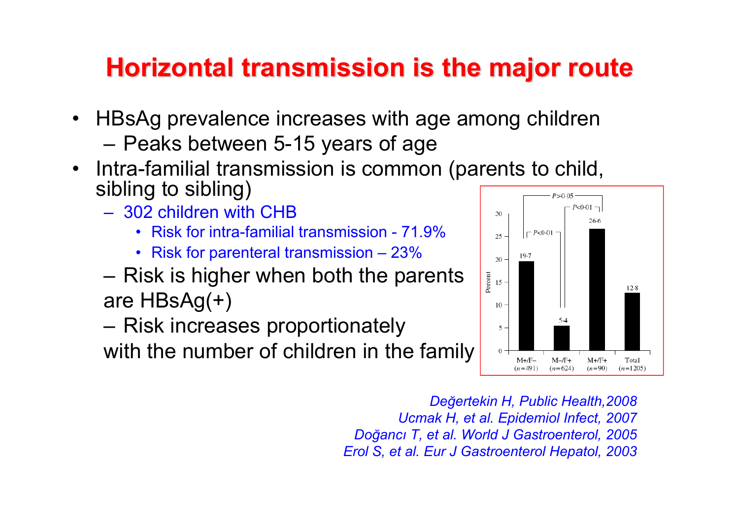# Horizontal transmission is the major route

- HBsAg prevalence increases with age among children
  - Peaks between 5-15 years of age
- Intra-familial transmission is common (parents to child, sibling to sibling)
  - 302 children with CHB
    - Risk for intra-familial transmission - 71.9%
    - Risk for parenteral transmission – 23%
  - Risk is higher when both the parents are HBsAg(+)
  - Risk increases proportionately with the number of children in the family

| | M+/F– ($n$=491) | M–/F+ ($n$=624) | M+/F+ ($n$=90) | Total ($n$=1205) |
|---|---|---|---|---|
| Percent | 19·7 | 5·4 | 26·6 | 12·8 |

$P$<0·01 (M+/F– vs M–/F+); $P$<0·01 (M–/F+ vs M+/F+); $P$>0·05 (M+/F– vs M+/F+)

*Değertekin H, Public Health,2008*
*Ucmak H, et al. Epidemiol Infect, 2007*
*Doğancı T, et al. World J Gastroenterol, 2005*
*Erol S, et al. Eur J Gastroenterol Hepatol, 2003*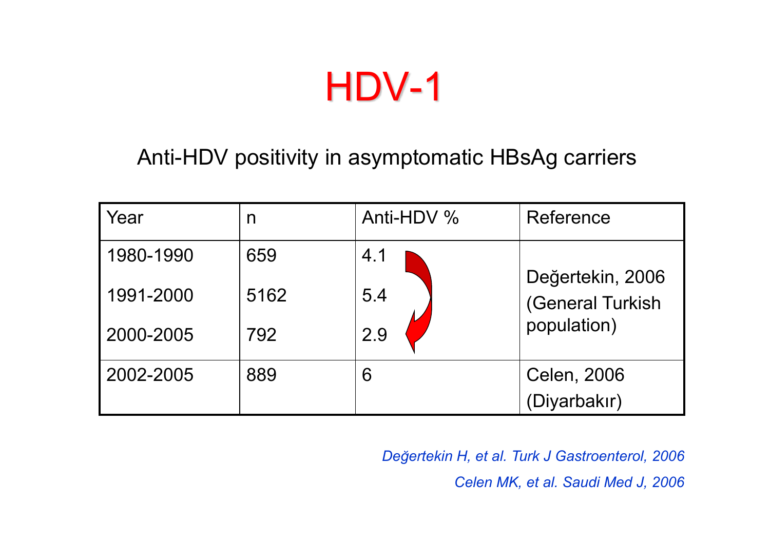# HDV-1

Anti-HDV positivity in asymptomatic HBsAg carriers

| Year | n | Anti-HDV % | Reference |
|---|---|---|---|
| 1980-1990 | 659 | 4.1 | Değertekin, 2006 (General Turkish population) |
| 1991-2000 | 5162 | 5.4 | |
| 2000-2005 | 792 | 2.9 | |
| 2002-2005 | 889 | 6 | Celen, 2006 (Diyarbakır) |

*Değertekin H, et al. Turk J Gastroenterol, 2006*

*Celen MK, et al. Saudi Med J, 2006*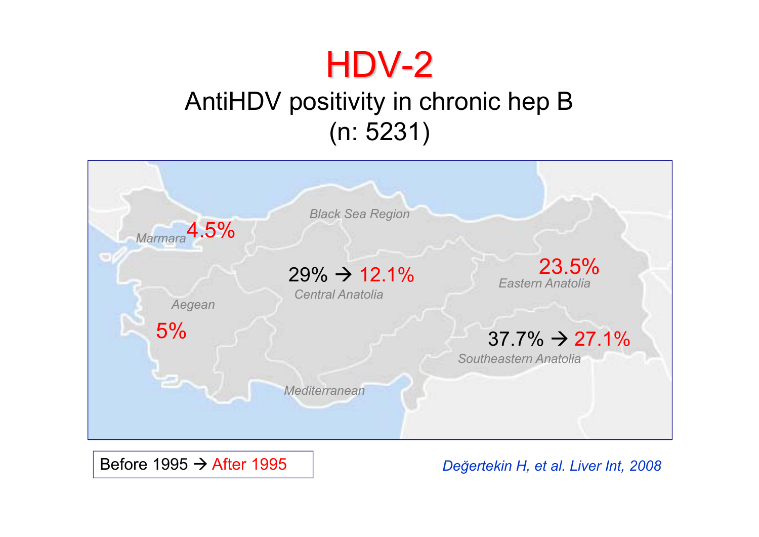# HDV-2

## AntiHDV positivity in chronic hep B (n: 5231)

| Region | Before 1995 | After 1995 |
|---|---|---|
| Marmara | | 4.5% |
| Aegean | | 5% |
| Central Anatolia | 29% | 12.1% |
| Eastern Anatolia | | 23.5% |
| Southeastern Anatolia | 37.7% | 27.1% |

Black Sea Region

Mediterranean

Before 1995 → After 1995

*Değertekin H, et al. Liver Int, 2008*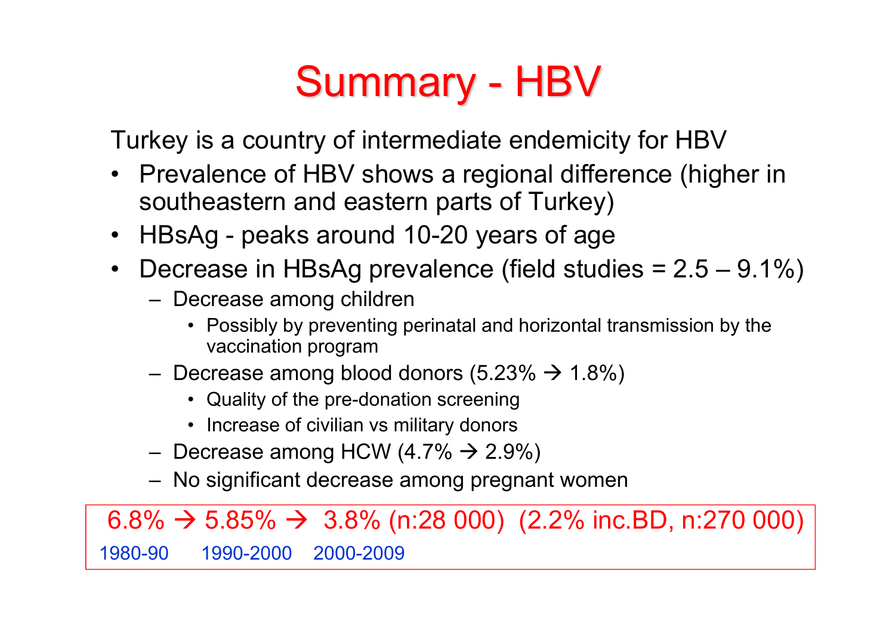# Summary - HBV

Turkey is a country of intermediate endemicity for HBV

- Prevalence of HBV shows a regional difference (higher in southeastern and eastern parts of Turkey)
- HBsAg - peaks around 10-20 years of age
- Decrease in HBsAg prevalence (field studies = 2.5 – 9.1%)
  - Decrease among children
    - Possibly by preventing perinatal and horizontal transmission by the vaccination program
  - Decrease among blood donors (5.23% → 1.8%)
    - Quality of the pre-donation screening
    - Increase of civilian vs military donors
  - Decrease among HCW (4.7% → 2.9%)
  - No significant decrease among pregnant women

| 6.8% → | 5.85% → | 3.8% (n:28 000) (2.2% inc.BD, n:270 000) |
|---|---|---|
| 1980-90 | 1990-2000 | 2000-2009 |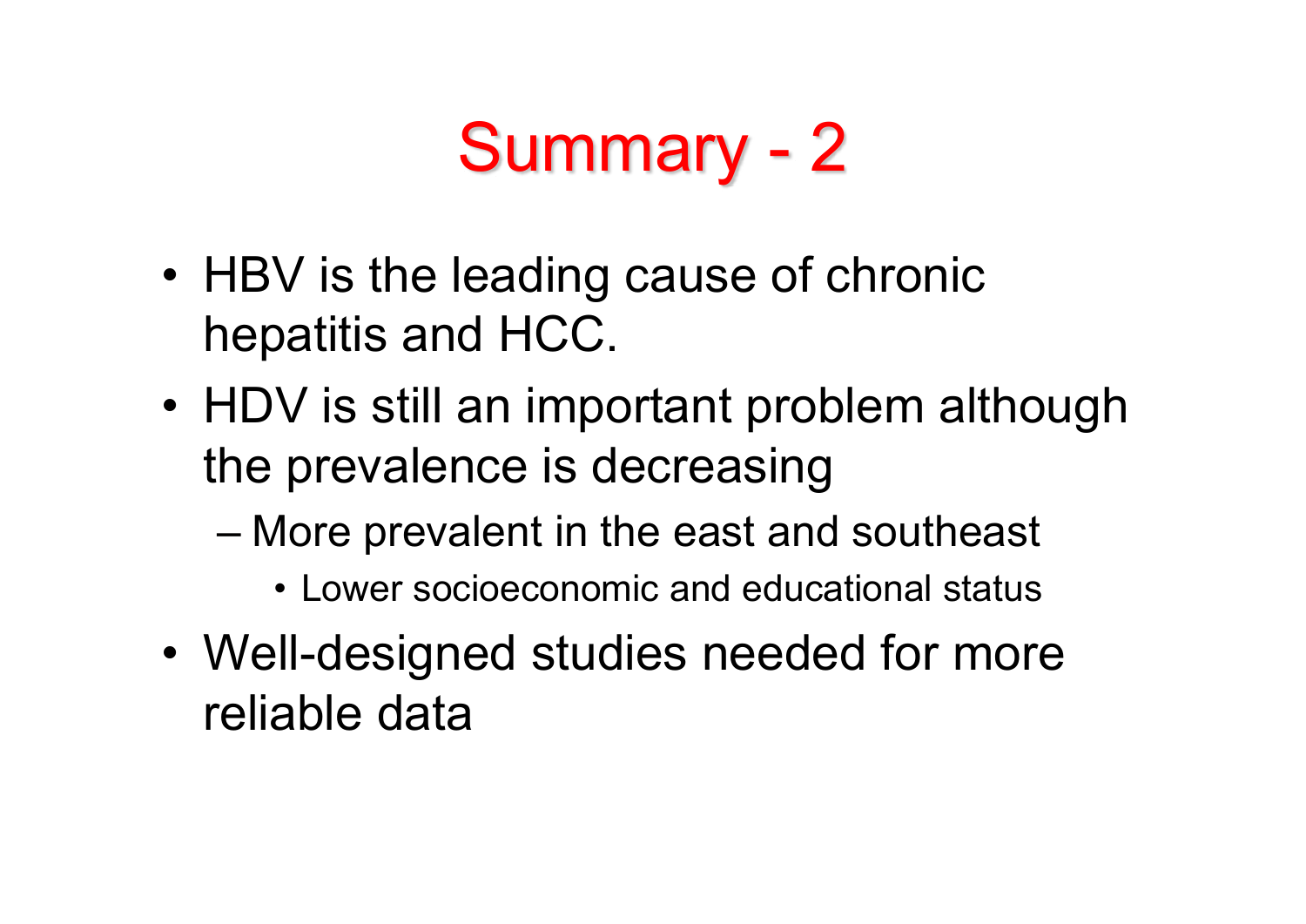# Summary - 2

- HBV is the leading cause of chronic hepatitis and HCC.
- HDV is still an important problem although the prevalence is decreasing
  - More prevalent in the east and southeast
    - Lower socioeconomic and educational status
- Well-designed studies needed for more reliable data